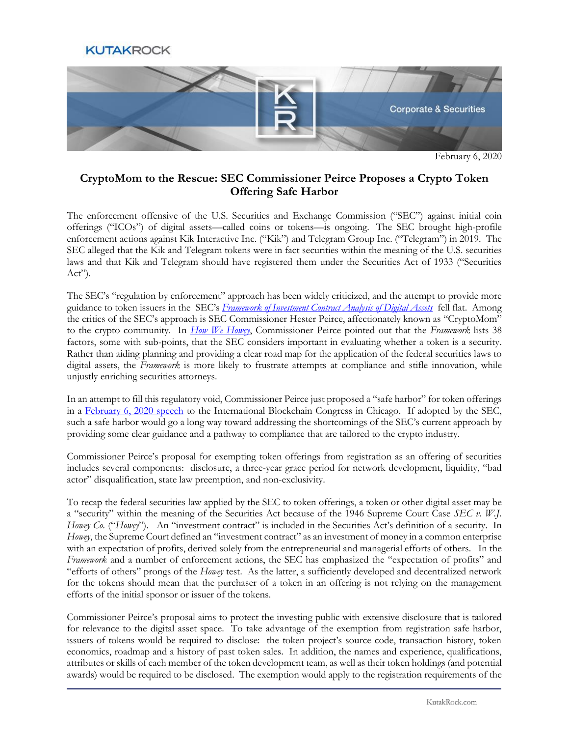KUTAKROCK

Corporate & Securities

February 6, 2020

# CryptoMom to the Rescue: SEC Commissioner Peirce Proposes a Crypto Token Offering Safe Harbor

The enforcement offensive of the U.S. Securities and Exchange Commission ("SEC") against initial coin offerings ("ICOs") of digital assets—called coins or tokens—is ongoing. The SEC brought high-profile enforcement actions against Kik Interactive Inc. ("Kik") and Telegram Group Inc. ("Telegram") in 2019. The SEC alleged that the Kik and Telegram tokens were in fact securities within the meaning of the U.S. securities laws and that Kik and Telegram should have registered them under the Securities Act of 1933 ("Securities Act").

The SEC's "regulation by enforcement" approach has been widely criticized, and the attempt to provide more guidance to token issuers in the SEC's *Framework of Investment Contract Analysis of Digital Assets* fell flat. Among the critics of the SEC's approach is SEC Commissioner Hester Peirce, affectionately known as "CryptoMom" to the crypto community. In *How We Howey*, Commissioner Peirce pointed out that the *Framework* lists 38 factors, some with sub-points, that the SEC considers important in evaluating whether a token is a security. Rather than aiding planning and providing a clear road map for the application of the federal securities laws to digital assets, the *Framework* is more likely to frustrate attempts at compliance and stifle innovation, while unjustly enriching securities attorneys.

In an attempt to fill this regulatory void, Commissioner Peirce just proposed a "safe harbor" for token offerings in a February 6, 2020 speech to the International Blockchain Congress in Chicago. If adopted by the SEC, such a safe harbor would go a long way toward addressing the shortcomings of the SEC's current approach by providing some clear guidance and a pathway to compliance that are tailored to the crypto industry.

Commissioner Peirce's proposal for exempting token offerings from registration as an offering of securities includes several components: disclosure, a three-year grace period for network development, liquidity, "bad actor" disqualification, state law preemption, and non-exclusivity.

To recap the federal securities law applied by the SEC to token offerings, a token or other digital asset may be a "security" within the meaning of the Securities Act because of the 1946 Supreme Court Case *SEC v. W.J. Howey Co.* ("*Howey*"). An "investment contract" is included in the Securities Act's definition of a security. In *Howey*, the Supreme Court defined an "investment contract" as an investment of money in a common enterprise with an expectation of profits, derived solely from the entrepreneurial and managerial efforts of others. In the *Framework* and a number of enforcement actions, the SEC has emphasized the "expectation of profits" and "efforts of others" prongs of the *Howey* test. As the latter, a sufficiently developed and decentralized network for the tokens should mean that the purchaser of a token in an offering is not relying on the management efforts of the initial sponsor or issuer of the tokens.

Commissioner Peirce's proposal aims to protect the investing public with extensive disclosure that is tailored for relevance to the digital asset space. To take advantage of the exemption from registration safe harbor, issuers of tokens would be required to disclose: the token project's source code, transaction history, token economics, roadmap and a history of past token sales. In addition, the names and experience, qualifications, attributes or skills of each member of the token development team, as well as their token holdings (and potential awards) would be required to be disclosed. The exemption would apply to the registration requirements of the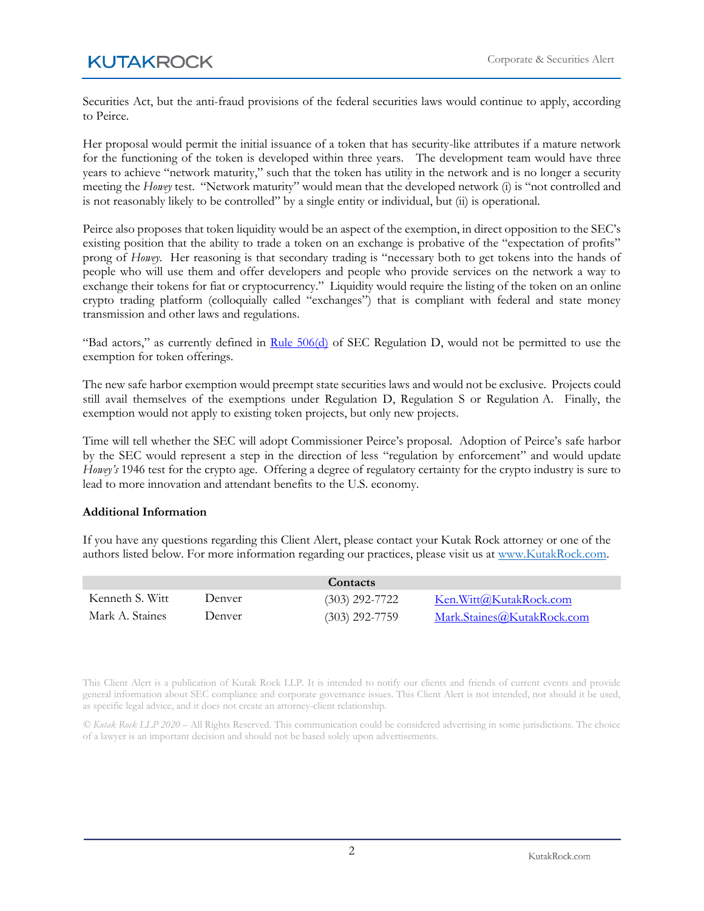Securities Act, but the anti-fraud provisions of the federal securities laws would continue to apply, according to Peirce.

Her proposal would permit the initial issuance of a token that has security-like attributes if a mature network for the functioning of the token is developed within three years. The development team would have three years to achieve "network maturity," such that the token has utility in the network and is no longer a security meeting the *Howey* test. "Network maturity" would mean that the developed network (i) is "not controlled and is not reasonably likely to be controlled" by a single entity or individual, but (ii) is operational.

Peirce also proposes that token liquidity would be an aspect of the exemption, in direct opposition to the SEC's existing position that the ability to trade a token on an exchange is probative of the "expectation of profits" prong of *Howey*. Her reasoning is that secondary trading is "necessary both to get tokens into the hands of people who will use them and offer developers and people who provide services on the network a way to exchange their tokens for fiat or cryptocurrency." Liquidity would require the listing of the token on an online crypto trading platform (colloquially called "exchanges") that is compliant with federal and state money transmission and other laws and regulations.

"Bad actors," as currently defined in [Rule 506(d)]() of SEC Regulation D, would not be permitted to use the exemption for token offerings.

The new safe harbor exemption would preempt state securities laws and would not be exclusive. Projects could still avail themselves of the exemptions under Regulation D, Regulation S or Regulation A. Finally, the exemption would not apply to existing token projects, but only new projects.

Time will tell whether the SEC will adopt Commissioner Peirce's proposal. Adoption of Peirce's safe harbor by the SEC would represent a step in the direction of less "regulation by enforcement" and would update *Howey's* 1946 test for the crypto age. Offering a degree of regulatory certainty for the crypto industry is sure to lead to more innovation and attendant benefits to the U.S. economy.

**Additional Information**

If you have any questions regarding this Client Alert, please contact your Kutak Rock attorney or one of the authors listed below. For more information regarding our practices, please visit us at [www.KutakRock.com]().

| Contacts | | | |
|---|---|---|---|
| Kenneth S. Witt | Denver | (303) 292-7722 | Ken.Witt@KutakRock.com |
| Mark A. Staines | Denver | (303) 292-7759 | Mark.Staines@KutakRock.com |

This Client Alert is a publication of Kutak Rock LLP. It is intended to notify our clients and friends of current events and provide general information about SEC compliance and corporate governance issues. This Client Alert is not intended, nor should it be used, as specific legal advice, and it does not create an attorney-client relationship.

© *Kutak Rock LLP 2020* – All Rights Reserved. This communication could be considered advertising in some jurisdictions. The choice of a lawyer is an important decision and should not be based solely upon advertisements.